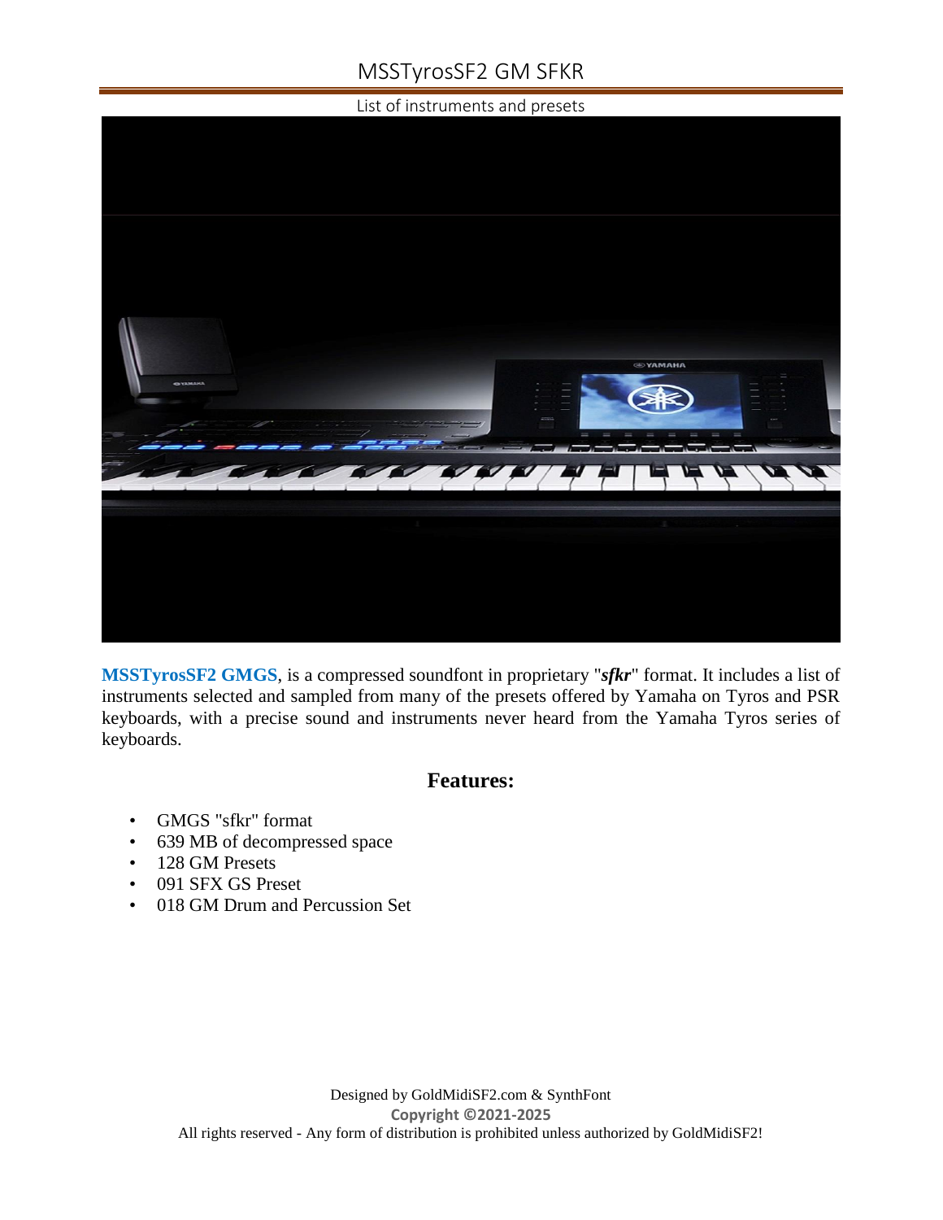# MSSTyrosSF2 GM SFKR

List of instruments and presets

**MSSTyrosSF2 GMGS**, is a compressed soundfont in proprietary "***sfkr***" format. It includes a list of instruments selected and sampled from many of the presets offered by Yamaha on Tyros and PSR keyboards, with a precise sound and instruments never heard from the Yamaha Tyros series of keyboards.

## Features:

- GMGS "sfkr" format
- 639 MB of decompressed space
- 128 GM Presets
- 091 SFX GS Preset
- 018 GM Drum and Percussion Set

Designed by GoldMidiSF2.com & SynthFont
**Copyright ©2021-2025**
All rights reserved - Any form of distribution is prohibited unless authorized by GoldMidiSF2!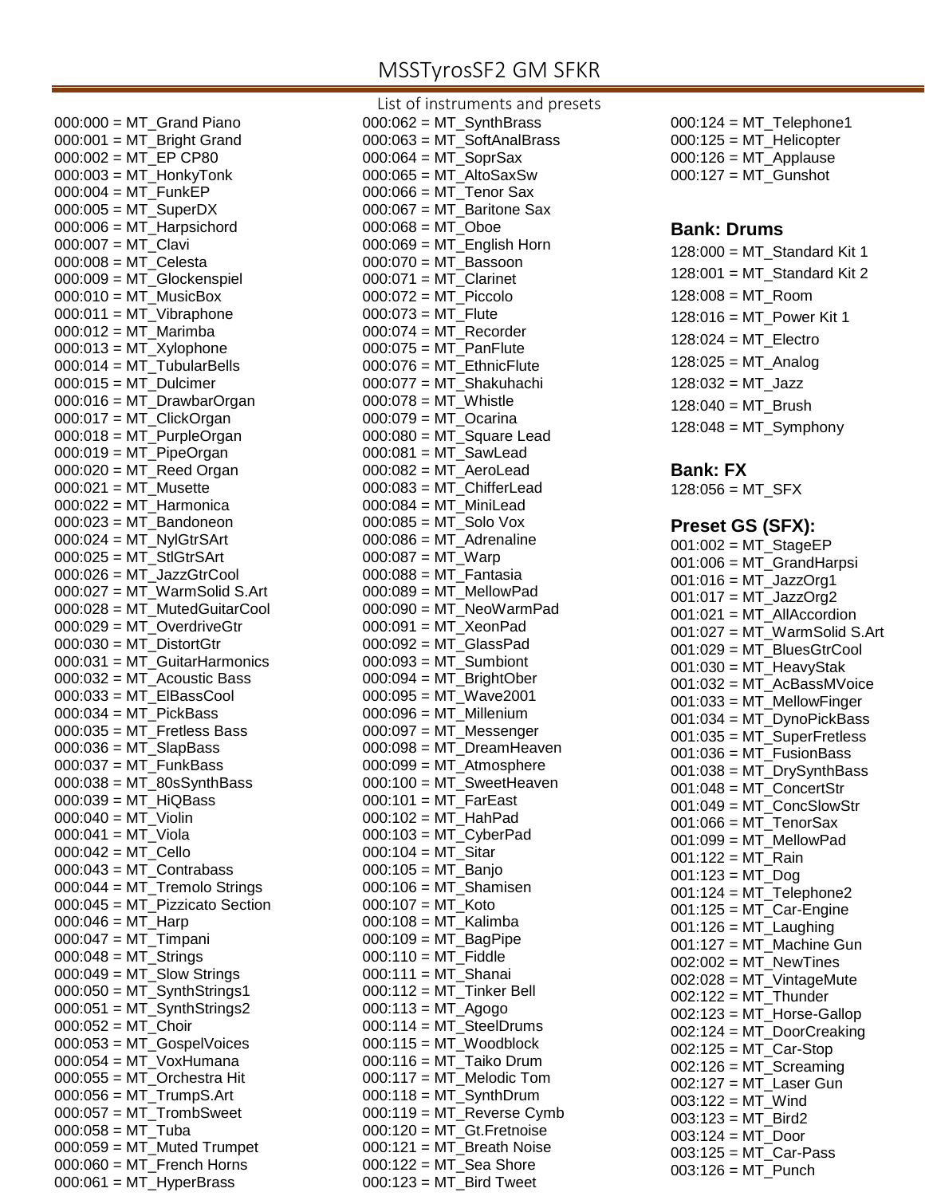# MSSTyrosSF2 GM SFKR

List of instruments and presets

000:000 = MT_Grand Piano
000:001 = MT_Bright Grand
000:002 = MT_EP CP80
000:003 = MT_HonkyTonk
000:004 = MT_FunkEP
000:005 = MT_SuperDX
000:006 = MT_Harpsichord
000:007 = MT_Clavi
000:008 = MT_Celesta
000:009 = MT_Glockenspiel
000:010 = MT_MusicBox
000:011 = MT_Vibraphone
000:012 = MT_Marimba
000:013 = MT_Xylophone
000:014 = MT_TubularBells
000:015 = MT_Dulcimer
000:016 = MT_DrawbarOrgan
000:017 = MT_ClickOrgan
000:018 = MT_PurpleOrgan
000:019 = MT_PipeOrgan
000:020 = MT_Reed Organ
000:021 = MT_Musette
000:022 = MT_Harmonica
000:023 = MT_Bandoneon
000:024 = MT_NylGtrSArt
000:025 = MT_StlGtrSArt
000:026 = MT_JazzGtrCool
000:027 = MT_WarmSolid S.Art
000:028 = MT_MutedGuitarCool
000:029 = MT_OverdriveGtr
000:030 = MT_DistortGtr
000:031 = MT_GuitarHarmonics
000:032 = MT_Acoustic Bass
000:033 = MT_ElBassCool
000:034 = MT_PickBass
000:035 = MT_Fretless Bass
000:036 = MT_SlapBass
000:037 = MT_FunkBass
000:038 = MT_80sSynthBass
000:039 = MT_HiQBass
000:040 = MT_Violin
000:041 = MT_Viola
000:042 = MT_Cello
000:043 = MT_Contrabass
000:044 = MT_Tremolo Strings
000:045 = MT_Pizzicato Section
000:046 = MT_Harp
000:047 = MT_Timpani
000:048 = MT_Strings
000:049 = MT_Slow Strings
000:050 = MT_SynthStrings1
000:051 = MT_SynthStrings2
000:052 = MT_Choir
000:053 = MT_GospelVoices
000:054 = MT_VoxHumana
000:055 = MT_Orchestra Hit
000:056 = MT_TrumpS.Art
000:057 = MT_TrombSweet
000:058 = MT_Tuba
000:059 = MT_Muted Trumpet
000:060 = MT_French Horns
000:061 = MT_HyperBrass
000:062 = MT_SynthBrass
000:063 = MT_SoftAnalBrass
000:064 = MT_SoprSax
000:065 = MT_AltoSaxSw
000:066 = MT_Tenor Sax
000:067 = MT_Baritone Sax
000:068 = MT_Oboe
000:069 = MT_English Horn
000:070 = MT_Bassoon
000:071 = MT_Clarinet
000:072 = MT_Piccolo
000:073 = MT_Flute
000:074 = MT_Recorder
000:075 = MT_PanFlute
000:076 = MT_EthnicFlute
000:077 = MT_Shakuhachi
000:078 = MT_Whistle
000:079 = MT_Ocarina
000:080 = MT_Square Lead
000:081 = MT_SawLead
000:082 = MT_AeroLead
000:083 = MT_ChifferLead
000:084 = MT_MiniLead
000:085 = MT_Solo Vox
000:086 = MT_Adrenaline
000:087 = MT_Warp
000:088 = MT_Fantasia
000:089 = MT_MellowPad
000:090 = MT_NeoWarmPad
000:091 = MT_XeonPad
000:092 = MT_GlassPad
000:093 = MT_Sumbiont
000:094 = MT_BrightOber
000:095 = MT_Wave2001
000:096 = MT_Millenium
000:097 = MT_Messenger
000:098 = MT_DreamHeaven
000:099 = MT_Atmosphere
000:100 = MT_SweetHeaven
000:101 = MT_FarEast
000:102 = MT_HahPad
000:103 = MT_CyberPad
000:104 = MT_Sitar
000:105 = MT_Banjo
000:106 = MT_Shamisen
000:107 = MT_Koto
000:108 = MT_Kalimba
000:109 = MT_BagPipe
000:110 = MT_Fiddle
000:111 = MT_Shanai
000:112 = MT_Tinker Bell
000:113 = MT_Agogo
000:114 = MT_SteelDrums
000:115 = MT_Woodblock
000:116 = MT_Taiko Drum
000:117 = MT_Melodic Tom
000:118 = MT_SynthDrum
000:119 = MT_Reverse Cymb
000:120 = MT_Gt.Fretnoise
000:121 = MT_Breath Noise
000:122 = MT_Sea Shore
000:123 = MT_Bird Tweet
000:124 = MT_Telephone1
000:125 = MT_Helicopter
000:126 = MT_Applause
000:127 = MT_Gunshot

**Bank: Drums**

128:000 = MT_Standard Kit 1
128:001 = MT_Standard Kit 2
128:008 = MT_Room
128:016 = MT_Power Kit 1
128:024 = MT_Electro
128:025 = MT_Analog
128:032 = MT_Jazz
128:040 = MT_Brush
128:048 = MT_Symphony

**Bank: FX**

128:056 = MT_SFX

**Preset GS (SFX):**

001:002 = MT_StageEP
001:006 = MT_GrandHarpsi
001:016 = MT_JazzOrg1
001:017 = MT_JazzOrg2
001:021 = MT_AllAccordion
001:027 = MT_WarmSolid S.Art
001:029 = MT_BluesGtrCool
001:030 = MT_HeavyStak
001:032 = MT_AcBassMVoice
001:033 = MT_MellowFinger
001:034 = MT_DynoPickBass
001:035 = MT_SuperFretless
001:036 = MT_FusionBass
001:038 = MT_DrySynthBass
001:048 = MT_ConcertStr
001:049 = MT_ConcSlowStr
001:066 = MT_TenorSax
001:099 = MT_MellowPad
001:122 = MT_Rain
001:123 = MT_Dog
001:124 = MT_Telephone2
001:125 = MT_Car-Engine
001:126 = MT_Laughing
001:127 = MT_Machine Gun
002:002 = MT_NewTines
002:028 = MT_VintageMute
002:122 = MT_Thunder
002:123 = MT_Horse-Gallop
002:124 = MT_DoorCreaking
002:125 = MT_Car-Stop
002:126 = MT_Screaming
002:127 = MT_Laser Gun
003:122 = MT_Wind
003:123 = MT_Bird2
003:124 = MT_Door
003:125 = MT_Car-Pass
003:126 = MT_Punch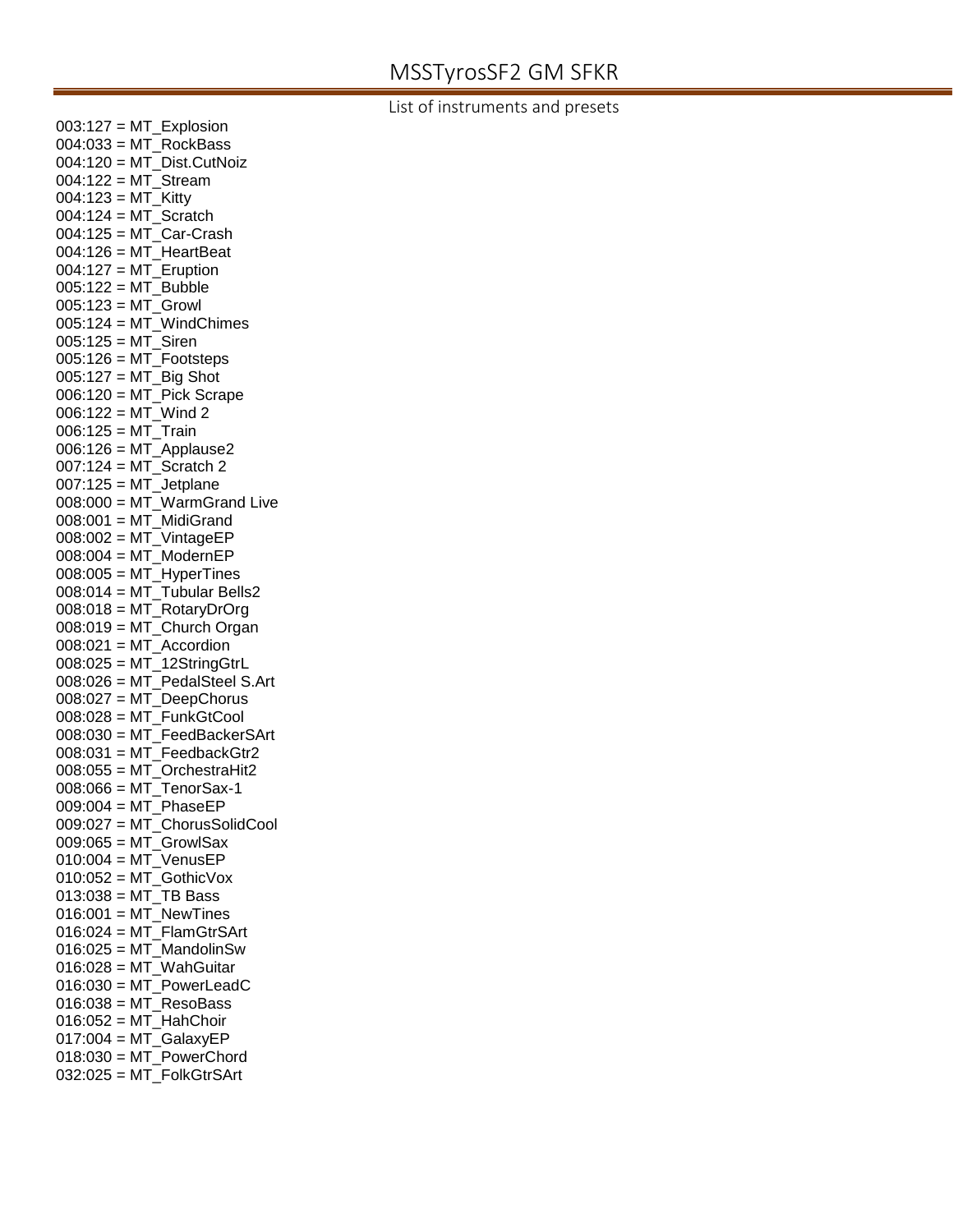003:127 = MT_Explosion
004:033 = MT_RockBass
004:120 = MT_Dist.CutNoiz
004:122 = MT_Stream
004:123 = MT_Kitty
004:124 = MT_Scratch
004:125 = MT_Car-Crash
004:126 = MT_HeartBeat
004:127 = MT_Eruption
005:122 = MT_Bubble
005:123 = MT_Growl
005:124 = MT_WindChimes
005:125 = MT_Siren
005:126 = MT_Footsteps
005:127 = MT_Big Shot
006:120 = MT_Pick Scrape
006:122 = MT_Wind 2
006:125 = MT_Train
006:126 = MT_Applause2
007:124 = MT_Scratch 2
007:125 = MT_Jetplane
008:000 = MT_WarmGrand Live
008:001 = MT_MidiGrand
008:002 = MT_VintageEP
008:004 = MT_ModernEP
008:005 = MT_HyperTines
008:014 = MT_Tubular Bells2
008:018 = MT_RotaryDrOrg
008:019 = MT_Church Organ
008:021 = MT_Accordion
008:025 = MT_12StringGtrL
008:026 = MT_PedalSteel S.Art
008:027 = MT_DeepChorus
008:028 = MT_FunkGtCool
008:030 = MT_FeedBackerSArt
008:031 = MT_FeedbackGtr2
008:055 = MT_OrchestraHit2
008:066 = MT_TenorSax-1
009:004 = MT_PhaseEP
009:027 = MT_ChorusSolidCool
009:065 = MT_GrowlSax
010:004 = MT_VenusEP
010:052 = MT_GothicVox
013:038 = MT_TB Bass
016:001 = MT_NewTines
016:024 = MT_FlamGtrSArt
016:025 = MT_MandolinSw
016:028 = MT_WahGuitar
016:030 = MT_PowerLeadC
016:038 = MT_ResoBass
016:052 = MT_HahChoir
017:004 = MT_GalaxyEP
018:030 = MT_PowerChord
032:025 = MT_FolkGtrSArt